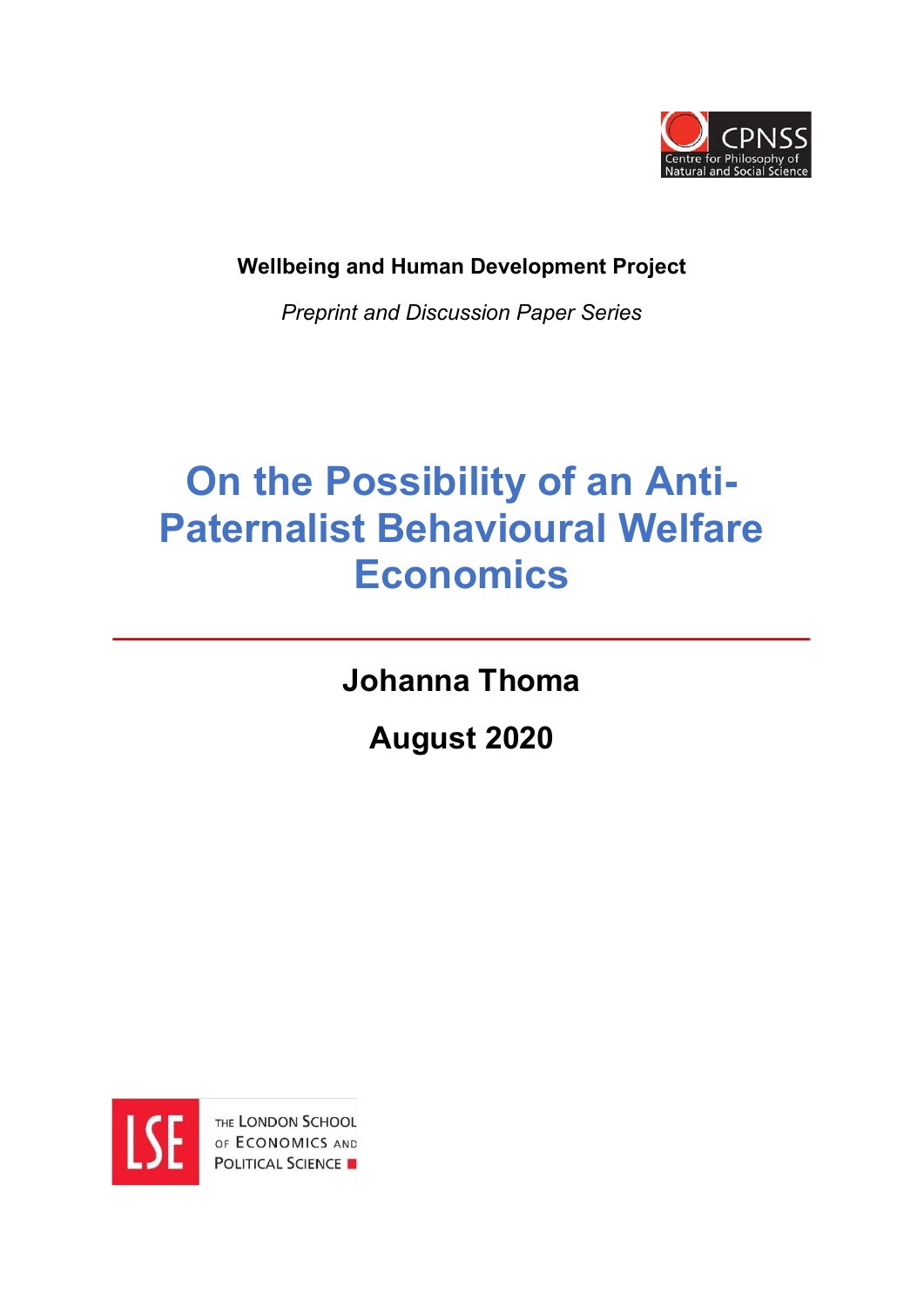**Wellbeing and Human Development Project**

*Preprint and Discussion Paper Series*

# On the Possibility of an Anti-Paternalist Behavioural Welfare Economics

**Johanna Thoma**

**August 2020**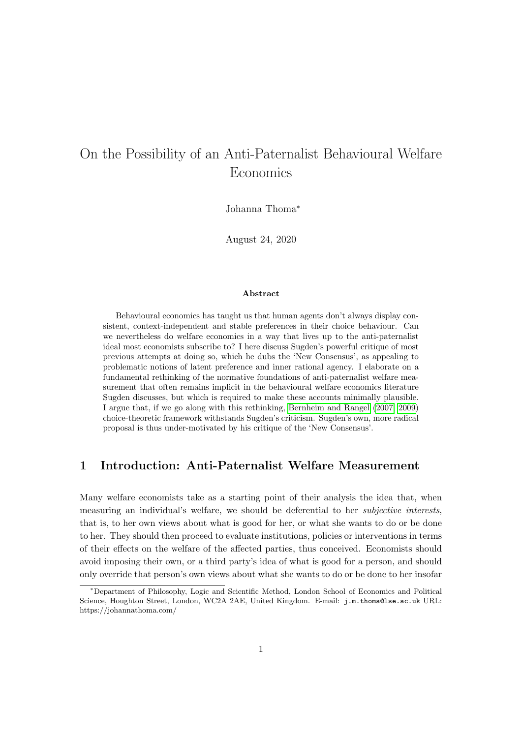# On the Possibility of an Anti-Paternalist Behavioural Welfare Economics

Johanna Thoma*

August 24, 2020

### Abstract

Behavioural economics has taught us that human agents don't always display consistent, context-independent and stable preferences in their choice behaviour. Can we nevertheless do welfare economics in a way that lives up to the anti-paternalist ideal most economists subscribe to? I here discuss Sugden's powerful critique of most previous attempts at doing so, which he dubs the 'New Consensus', as appealing to problematic notions of latent preference and inner rational agency. I elaborate on a fundamental rethinking of the normative foundations of anti-paternalist welfare measurement that often remains implicit in the behavioural welfare economics literature Sugden discusses, but which is required to make these accounts minimally plausible. I argue that, if we go along with this rethinking, Bernheim and Rangel (2007, 2009) choice-theoretic framework withstands Sugden's criticism. Sugden's own, more radical proposal is thus under-motivated by his critique of the 'New Consensus'.

## 1 Introduction: Anti-Paternalist Welfare Measurement

Many welfare economists take as a starting point of their analysis the idea that, when measuring an individual's welfare, we should be deferential to her *subjective interests*, that is, to her own views about what is good for her, or what she wants to do or be done to her. They should then proceed to evaluate institutions, policies or interventions in terms of their effects on the welfare of the affected parties, thus conceived. Economists should avoid imposing their own, or a third party's idea of what is good for a person, and should only override that person's own views about what she wants to do or be done to her insofar

---

*Department of Philosophy, Logic and Scientific Method, London School of Economics and Political Science, Houghton Street, London, WC2A 2AE, United Kingdom. E-mail: j.m.thoma@lse.ac.uk URL: https://johannathoma.com/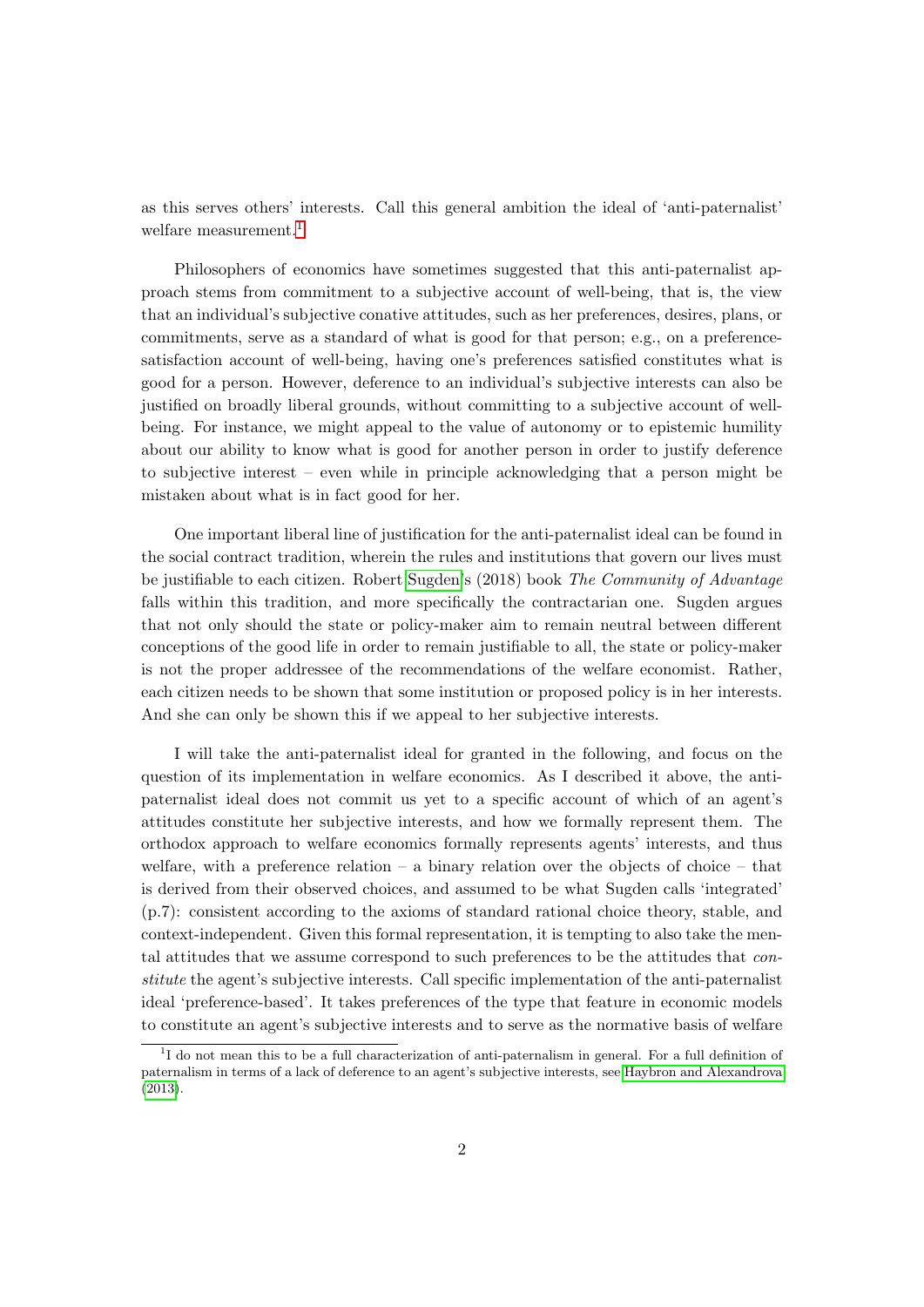as this serves others' interests. Call this general ambition the ideal of 'anti-paternalist' welfare measurement.[1]

Philosophers of economics have sometimes suggested that this anti-paternalist approach stems from commitment to a subjective account of well-being, that is, the view that an individual's subjective conative attitudes, such as her preferences, desires, plans, or commitments, serve as a standard of what is good for that person; e.g., on a preference-satisfaction account of well-being, having one's preferences satisfied constitutes what is good for a person. However, deference to an individual's subjective interests can also be justified on broadly liberal grounds, without committing to a subjective account of well-being. For instance, we might appeal to the value of autonomy or to epistemic humility about our ability to know what is good for another person in order to justify deference to subjective interest – even while in principle acknowledging that a person might be mistaken about what is in fact good for her.

One important liberal line of justification for the anti-paternalist ideal can be found in the social contract tradition, wherein the rules and institutions that govern our lives must be justifiable to each citizen. Robert Sugden's (2018) book *The Community of Advantage* falls within this tradition, and more specifically the contractarian one. Sugden argues that not only should the state or policy-maker aim to remain neutral between different conceptions of the good life in order to remain justifiable to all, the state or policy-maker is not the proper addressee of the recommendations of the welfare economist. Rather, each citizen needs to be shown that some institution or proposed policy is in her interests. And she can only be shown this if we appeal to her subjective interests.

I will take the anti-paternalist ideal for granted in the following, and focus on the question of its implementation in welfare economics. As I described it above, the anti-paternalist ideal does not commit us yet to a specific account of which of an agent's attitudes constitute her subjective interests, and how we formally represent them. The orthodox approach to welfare economics formally represents agents' interests, and thus welfare, with a preference relation – a binary relation over the objects of choice – that is derived from their observed choices, and assumed to be what Sugden calls 'integrated' (p.7): consistent according to the axioms of standard rational choice theory, stable, and context-independent. Given this formal representation, it is tempting to also take the mental attitudes that we assume correspond to such preferences to be the attitudes that *constitute* the agent's subjective interests. Call specific implementation of the anti-paternalist ideal 'preference-based'. It takes preferences of the type that feature in economic models to constitute an agent's subjective interests and to serve as the normative basis of welfare

[1] I do not mean this to be a full characterization of anti-paternalism in general. For a full definition of paternalism in terms of a lack of deference to an agent's subjective interests, see Haybron and Alexandrova (2013).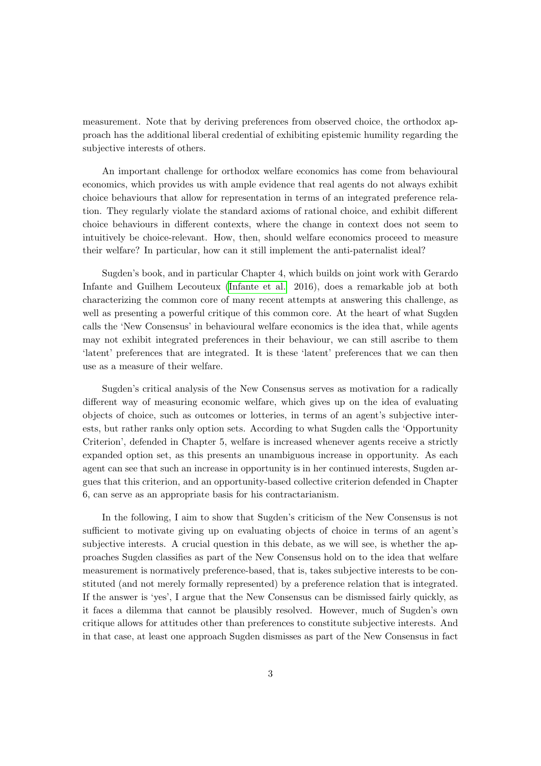measurement. Note that by deriving preferences from observed choice, the orthodox approach has the additional liberal credential of exhibiting epistemic humility regarding the subjective interests of others.

An important challenge for orthodox welfare economics has come from behavioural economics, which provides us with ample evidence that real agents do not always exhibit choice behaviours that allow for representation in terms of an integrated preference relation. They regularly violate the standard axioms of rational choice, and exhibit different choice behaviours in different contexts, where the change in context does not seem to intuitively be choice-relevant. How, then, should welfare economics proceed to measure their welfare? In particular, how can it still implement the anti-paternalist ideal?

Sugden's book, and in particular Chapter 4, which builds on joint work with Gerardo Infante and Guilhem Lecouteux (Infante et al. 2016), does a remarkable job at both characterizing the common core of many recent attempts at answering this challenge, as well as presenting a powerful critique of this common core. At the heart of what Sugden calls the 'New Consensus' in behavioural welfare economics is the idea that, while agents may not exhibit integrated preferences in their behaviour, we can still ascribe to them 'latent' preferences that are integrated. It is these 'latent' preferences that we can then use as a measure of their welfare.

Sugden's critical analysis of the New Consensus serves as motivation for a radically different way of measuring economic welfare, which gives up on the idea of evaluating objects of choice, such as outcomes or lotteries, in terms of an agent's subjective interests, but rather ranks only option sets. According to what Sugden calls the 'Opportunity Criterion', defended in Chapter 5, welfare is increased whenever agents receive a strictly expanded option set, as this presents an unambiguous increase in opportunity. As each agent can see that such an increase in opportunity is in her continued interests, Sugden argues that this criterion, and an opportunity-based collective criterion defended in Chapter 6, can serve as an appropriate basis for his contractarianism.

In the following, I aim to show that Sugden's criticism of the New Consensus is not sufficient to motivate giving up on evaluating objects of choice in terms of an agent's subjective interests. A crucial question in this debate, as we will see, is whether the approaches Sugden classifies as part of the New Consensus hold on to the idea that welfare measurement is normatively preference-based, that is, takes subjective interests to be constituted (and not merely formally represented) by a preference relation that is integrated. If the answer is 'yes', I argue that the New Consensus can be dismissed fairly quickly, as it faces a dilemma that cannot be plausibly resolved. However, much of Sugden's own critique allows for attitudes other than preferences to constitute subjective interests. And in that case, at least one approach Sugden dismisses as part of the New Consensus in fact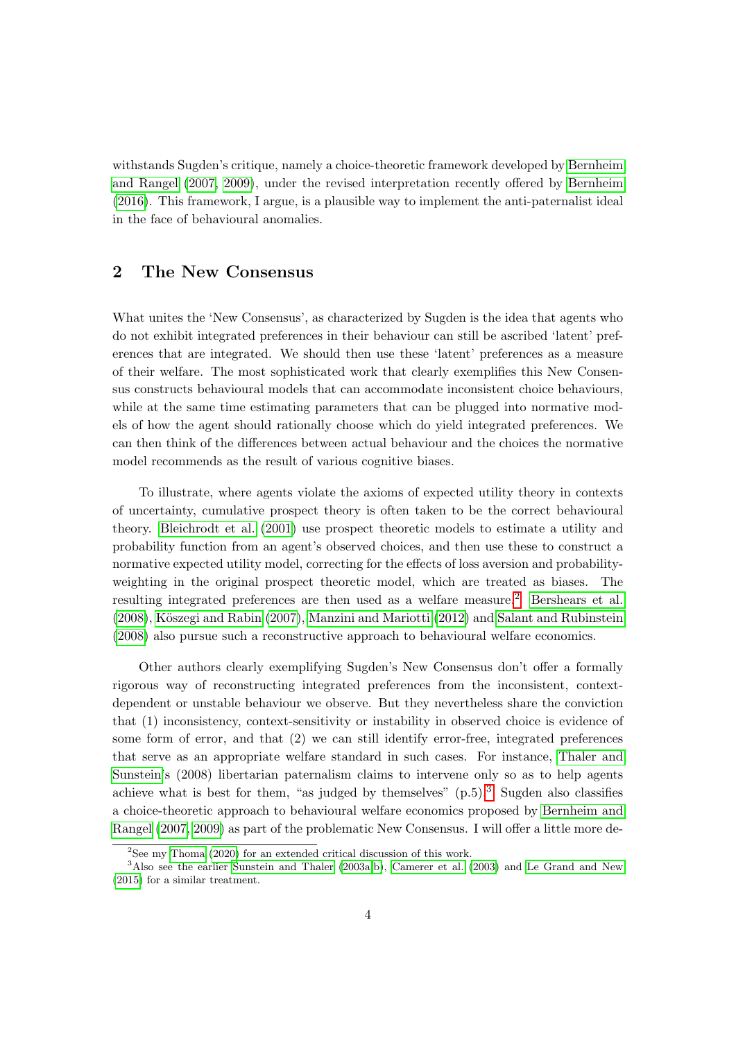withstands Sugden's critique, namely a choice-theoretic framework developed by Bernheim and Rangel (2007, 2009), under the revised interpretation recently offered by Bernheim (2016). This framework, I argue, is a plausible way to implement the anti-paternalist ideal in the face of behavioural anomalies.

## 2 The New Consensus

What unites the 'New Consensus', as characterized by Sugden is the idea that agents who do not exhibit integrated preferences in their behaviour can still be ascribed 'latent' preferences that are integrated. We should then use these 'latent' preferences as a measure of their welfare. The most sophisticated work that clearly exemplifies this New Consensus constructs behavioural models that can accommodate inconsistent choice behaviours, while at the same time estimating parameters that can be plugged into normative models of how the agent should rationally choose which do yield integrated preferences. We can then think of the differences between actual behaviour and the choices the normative model recommends as the result of various cognitive biases.

To illustrate, where agents violate the axioms of expected utility theory in contexts of uncertainty, cumulative prospect theory is often taken to be the correct behavioural theory. Bleichrodt et al. (2001) use prospect theoretic models to estimate a utility and probability function from an agent's observed choices, and then use these to construct a normative expected utility model, correcting for the effects of loss aversion and probability-weighting in the original prospect theoretic model, which are treated as biases. The resulting integrated preferences are then used as a welfare measure.[2] Bershears et al. (2008), Kőszegi and Rabin (2007), Manzini and Mariotti (2012) and Salant and Rubinstein (2008) also pursue such a reconstructive approach to behavioural welfare economics.

Other authors clearly exemplifying Sugden's New Consensus don't offer a formally rigorous way of reconstructing integrated preferences from the inconsistent, context-dependent or unstable behaviour we observe. But they nevertheless share the conviction that (1) inconsistency, context-sensitivity or instability in observed choice is evidence of some form of error, and that (2) we can still identify error-free, integrated preferences that serve as an appropriate welfare standard in such cases. For instance, Thaler and Sunstein's (2008) libertarian paternalism claims to intervene only so as to help agents achieve what is best for them, "as judged by themselves" (p.5).[3] Sugden also classifies a choice-theoretic approach to behavioural welfare economics proposed by Bernheim and Rangel (2007, 2009) as part of the problematic New Consensus. I will offer a little more de-

[2] See my Thoma (2020) for an extended critical discussion of this work.

[3] Also see the earlier Sunstein and Thaler (2003a,b), Camerer et al. (2003) and Le Grand and New (2015) for a similar treatment.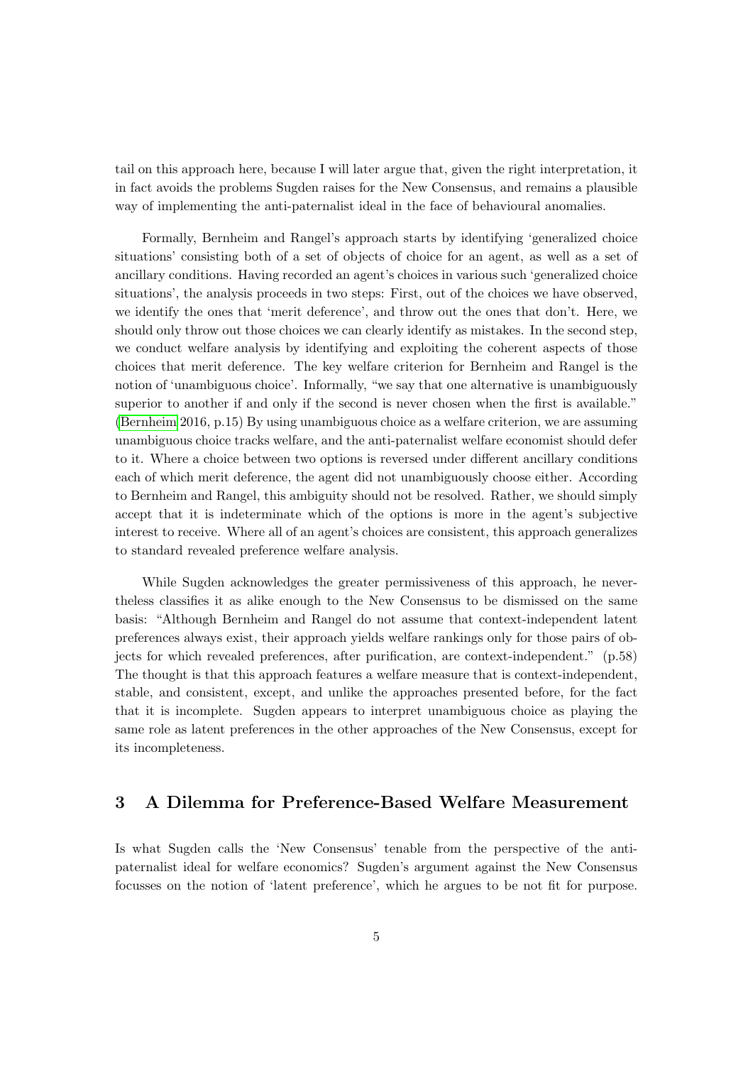tail on this approach here, because I will later argue that, given the right interpretation, it in fact avoids the problems Sugden raises for the New Consensus, and remains a plausible way of implementing the anti-paternalist ideal in the face of behavioural anomalies.

Formally, Bernheim and Rangel's approach starts by identifying 'generalized choice situations' consisting both of a set of objects of choice for an agent, as well as a set of ancillary conditions. Having recorded an agent's choices in various such 'generalized choice situations', the analysis proceeds in two steps: First, out of the choices we have observed, we identify the ones that 'merit deference', and throw out the ones that don't. Here, we should only throw out those choices we can clearly identify as mistakes. In the second step, we conduct welfare analysis by identifying and exploiting the coherent aspects of those choices that merit deference. The key welfare criterion for Bernheim and Rangel is the notion of 'unambiguous choice'. Informally, "we say that one alternative is unambiguously superior to another if and only if the second is never chosen when the first is available." (Bernheim 2016, p.15) By using unambiguous choice as a welfare criterion, we are assuming unambiguous choice tracks welfare, and the anti-paternalist welfare economist should defer to it. Where a choice between two options is reversed under different ancillary conditions each of which merit deference, the agent did not unambiguously choose either. According to Bernheim and Rangel, this ambiguity should not be resolved. Rather, we should simply accept that it is indeterminate which of the options is more in the agent's subjective interest to receive. Where all of an agent's choices are consistent, this approach generalizes to standard revealed preference welfare analysis.

While Sugden acknowledges the greater permissiveness of this approach, he nevertheless classifies it as alike enough to the New Consensus to be dismissed on the same basis: "Although Bernheim and Rangel do not assume that context-independent latent preferences always exist, their approach yields welfare rankings only for those pairs of objects for which revealed preferences, after purification, are context-independent." (p.58) The thought is that this approach features a welfare measure that is context-independent, stable, and consistent, except, and unlike the approaches presented before, for the fact that it is incomplete. Sugden appears to interpret unambiguous choice as playing the same role as latent preferences in the other approaches of the New Consensus, except for its incompleteness.

## 3 A Dilemma for Preference-Based Welfare Measurement

Is what Sugden calls the 'New Consensus' tenable from the perspective of the anti-paternalist ideal for welfare economics? Sugden's argument against the New Consensus focusses on the notion of 'latent preference', which he argues to be not fit for purpose.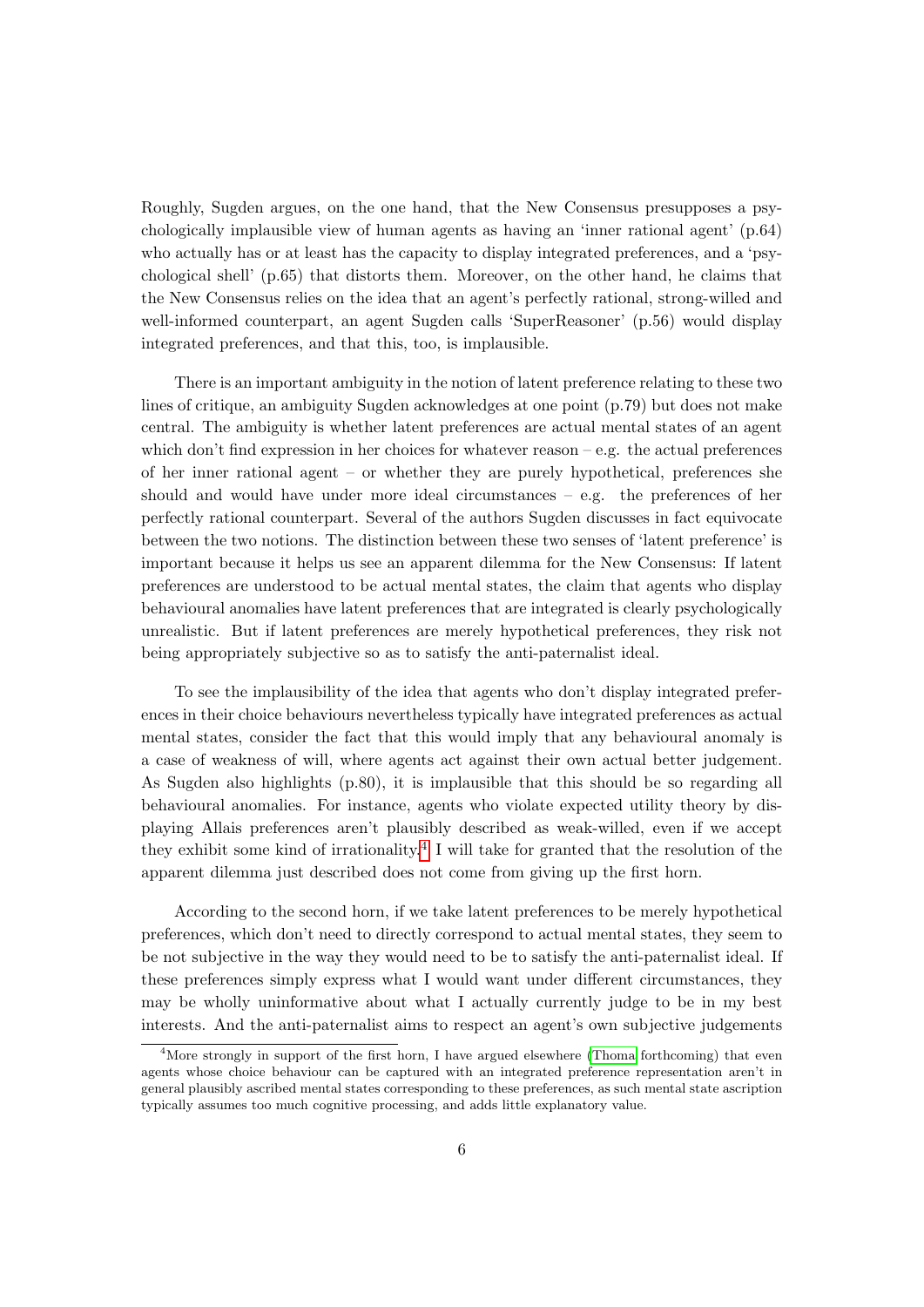Roughly, Sugden argues, on the one hand, that the New Consensus presupposes a psychologically implausible view of human agents as having an 'inner rational agent' (p.64) who actually has or at least has the capacity to display integrated preferences, and a 'psychological shell' (p.65) that distorts them. Moreover, on the other hand, he claims that the New Consensus relies on the idea that an agent's perfectly rational, strong-willed and well-informed counterpart, an agent Sugden calls 'SuperReasoner' (p.56) would display integrated preferences, and that this, too, is implausible.

There is an important ambiguity in the notion of latent preference relating to these two lines of critique, an ambiguity Sugden acknowledges at one point (p.79) but does not make central. The ambiguity is whether latent preferences are actual mental states of an agent which don't find expression in her choices for whatever reason – e.g. the actual preferences of her inner rational agent – or whether they are purely hypothetical, preferences she should and would have under more ideal circumstances – e.g. the preferences of her perfectly rational counterpart. Several of the authors Sugden discusses in fact equivocate between the two notions. The distinction between these two senses of 'latent preference' is important because it helps us see an apparent dilemma for the New Consensus: If latent preferences are understood to be actual mental states, the claim that agents who display behavioural anomalies have latent preferences that are integrated is clearly psychologically unrealistic. But if latent preferences are merely hypothetical preferences, they risk not being appropriately subjective so as to satisfy the anti-paternalist ideal.

To see the implausibility of the idea that agents who don't display integrated preferences in their choice behaviours nevertheless typically have integrated preferences as actual mental states, consider the fact that this would imply that any behavioural anomaly is a case of weakness of will, where agents act against their own actual better judgement. As Sugden also highlights (p.80), it is implausible that this should be so regarding all behavioural anomalies. For instance, agents who violate expected utility theory by displaying Allais preferences aren't plausibly described as weak-willed, even if we accept they exhibit some kind of irrationality.[4] I will take for granted that the resolution of the apparent dilemma just described does not come from giving up the first horn.

According to the second horn, if we take latent preferences to be merely hypothetical preferences, which don't need to directly correspond to actual mental states, they seem to be not subjective in the way they would need to be to satisfy the anti-paternalist ideal. If these preferences simply express what I would want under different circumstances, they may be wholly uninformative about what I actually currently judge to be in my best interests. And the anti-paternalist aims to respect an agent's own subjective judgements

[4] More strongly in support of the first horn, I have argued elsewhere (Thoma forthcoming) that even agents whose choice behaviour can be captured with an integrated preference representation aren't in general plausibly ascribed mental states corresponding to these preferences, as such mental state ascription typically assumes too much cognitive processing, and adds little explanatory value.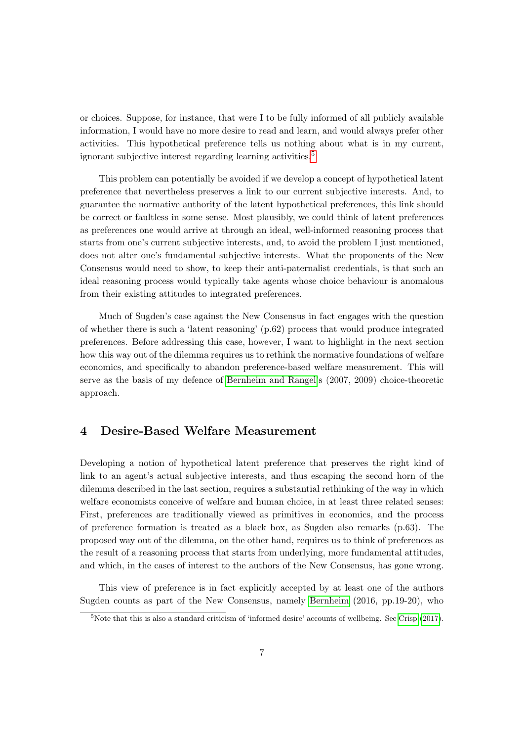or choices. Suppose, for instance, that were I to be fully informed of all publicly available information, I would have no more desire to read and learn, and would always prefer other activities. This hypothetical preference tells us nothing about what is in my current, ignorant subjective interest regarding learning activities.[5]

This problem can potentially be avoided if we develop a concept of hypothetical latent preference that nevertheless preserves a link to our current subjective interests. And, to guarantee the normative authority of the latent hypothetical preferences, this link should be correct or faultless in some sense. Most plausibly, we could think of latent preferences as preferences one would arrive at through an ideal, well-informed reasoning process that starts from one's current subjective interests, and, to avoid the problem I just mentioned, does not alter one's fundamental subjective interests. What the proponents of the New Consensus would need to show, to keep their anti-paternalist credentials, is that such an ideal reasoning process would typically take agents whose choice behaviour is anomalous from their existing attitudes to integrated preferences.

Much of Sugden's case against the New Consensus in fact engages with the question of whether there is such a 'latent reasoning' (p.62) process that would produce integrated preferences. Before addressing this case, however, I want to highlight in the next section how this way out of the dilemma requires us to rethink the normative foundations of welfare economics, and specifically to abandon preference-based welfare measurement. This will serve as the basis of my defence of Bernheim and Rangel's (2007, 2009) choice-theoretic approach.

## 4 Desire-Based Welfare Measurement

Developing a notion of hypothetical latent preference that preserves the right kind of link to an agent's actual subjective interests, and thus escaping the second horn of the dilemma described in the last section, requires a substantial rethinking of the way in which welfare economists conceive of welfare and human choice, in at least three related senses: First, preferences are traditionally viewed as primitives in economics, and the process of preference formation is treated as a black box, as Sugden also remarks (p.63). The proposed way out of the dilemma, on the other hand, requires us to think of preferences as the result of a reasoning process that starts from underlying, more fundamental attitudes, and which, in the cases of interest to the authors of the New Consensus, has gone wrong.

This view of preference is in fact explicitly accepted by at least one of the authors Sugden counts as part of the New Consensus, namely Bernheim (2016, pp.19-20), who

[5] Note that this is also a standard criticism of 'informed desire' accounts of wellbeing. See Crisp (2017).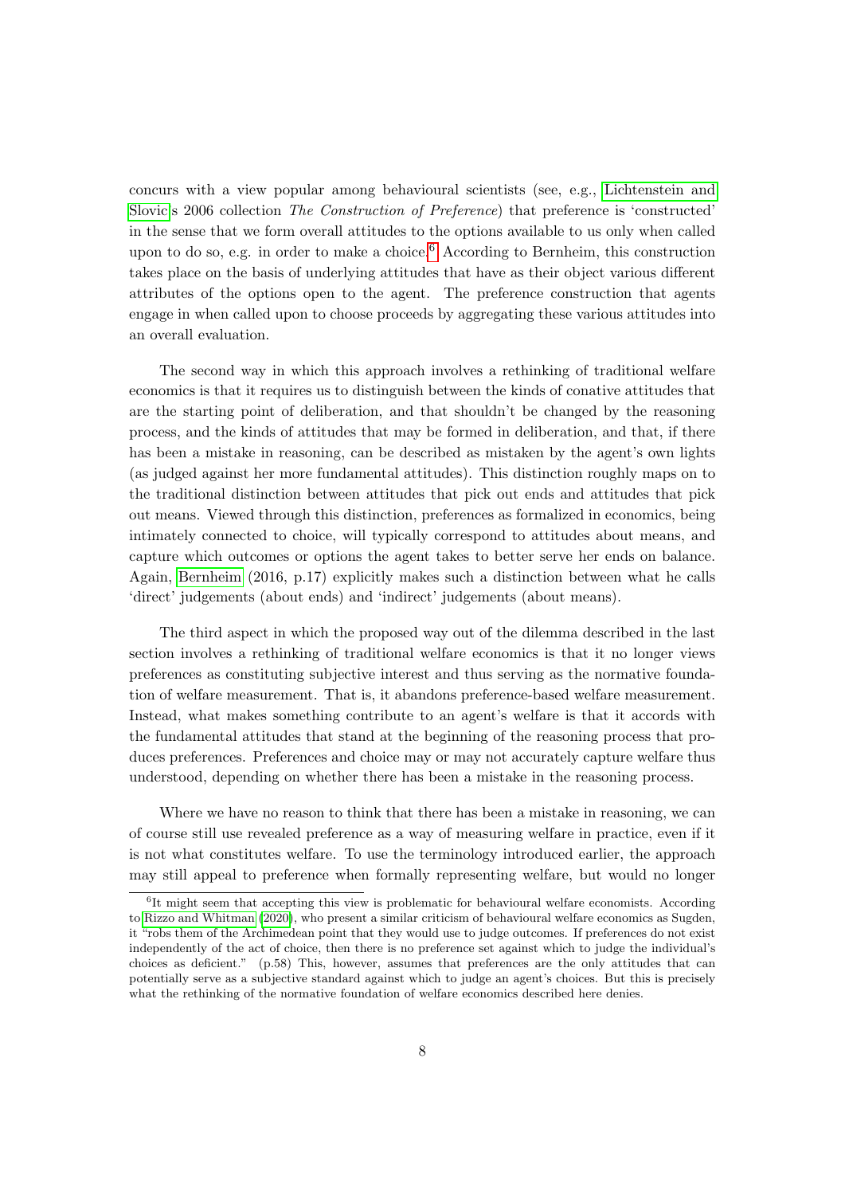concurs with a view popular among behavioural scientists (see, e.g., Lichtenstein and Slovic's 2006 collection *The Construction of Preference*) that preference is 'constructed' in the sense that we form overall attitudes to the options available to us only when called upon to do so, e.g. in order to make a choice.[6] According to Bernheim, this construction takes place on the basis of underlying attitudes that have as their object various different attributes of the options open to the agent. The preference construction that agents engage in when called upon to choose proceeds by aggregating these various attitudes into an overall evaluation.

The second way in which this approach involves a rethinking of traditional welfare economics is that it requires us to distinguish between the kinds of conative attitudes that are the starting point of deliberation, and that shouldn't be changed by the reasoning process, and the kinds of attitudes that may be formed in deliberation, and that, if there has been a mistake in reasoning, can be described as mistaken by the agent's own lights (as judged against her more fundamental attitudes). This distinction roughly maps on to the traditional distinction between attitudes that pick out ends and attitudes that pick out means. Viewed through this distinction, preferences as formalized in economics, being intimately connected to choice, will typically correspond to attitudes about means, and capture which outcomes or options the agent takes to better serve her ends on balance. Again, Bernheim (2016, p.17) explicitly makes such a distinction between what he calls 'direct' judgements (about ends) and 'indirect' judgements (about means).

The third aspect in which the proposed way out of the dilemma described in the last section involves a rethinking of traditional welfare economics is that it no longer views preferences as constituting subjective interest and thus serving as the normative foundation of welfare measurement. That is, it abandons preference-based welfare measurement. Instead, what makes something contribute to an agent's welfare is that it accords with the fundamental attitudes that stand at the beginning of the reasoning process that produces preferences. Preferences and choice may or may not accurately capture welfare thus understood, depending on whether there has been a mistake in the reasoning process.

Where we have no reason to think that there has been a mistake in reasoning, we can of course still use revealed preference as a way of measuring welfare in practice, even if it is not what constitutes welfare. To use the terminology introduced earlier, the approach may still appeal to preference when formally representing welfare, but would no longer

[6] It might seem that accepting this view is problematic for behavioural welfare economists. According to Rizzo and Whitman (2020), who present a similar criticism of behavioural welfare economics as Sugden, it "robs them of the Archimedean point that they would use to judge outcomes. If preferences do not exist independently of the act of choice, then there is no preference set against which to judge the individual's choices as deficient." (p.58) This, however, assumes that preferences are the only attitudes that can potentially serve as a subjective standard against which to judge an agent's choices. But this is precisely what the rethinking of the normative foundation of welfare economics described here denies.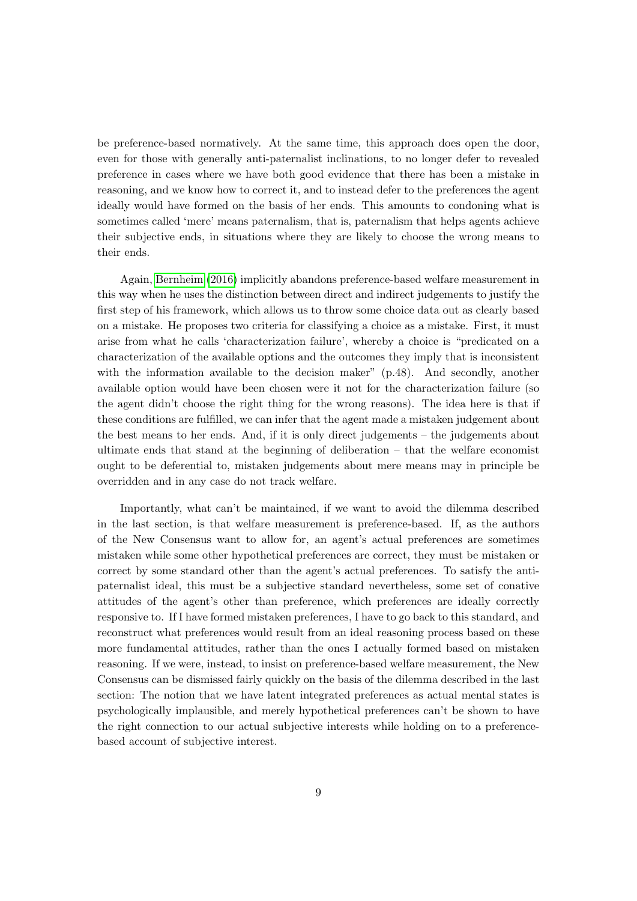be preference-based normatively. At the same time, this approach does open the door, even for those with generally anti-paternalist inclinations, to no longer defer to revealed preference in cases where we have both good evidence that there has been a mistake in reasoning, and we know how to correct it, and to instead defer to the preferences the agent ideally would have formed on the basis of her ends. This amounts to condoning what is sometimes called 'mere' means paternalism, that is, paternalism that helps agents achieve their subjective ends, in situations where they are likely to choose the wrong means to their ends.

Again, Bernheim (2016) implicitly abandons preference-based welfare measurement in this way when he uses the distinction between direct and indirect judgements to justify the first step of his framework, which allows us to throw some choice data out as clearly based on a mistake. He proposes two criteria for classifying a choice as a mistake. First, it must arise from what he calls 'characterization failure', whereby a choice is "predicated on a characterization of the available options and the outcomes they imply that is inconsistent with the information available to the decision maker" (p.48). And secondly, another available option would have been chosen were it not for the characterization failure (so the agent didn't choose the right thing for the wrong reasons). The idea here is that if these conditions are fulfilled, we can infer that the agent made a mistaken judgement about the best means to her ends. And, if it is only direct judgements – the judgements about ultimate ends that stand at the beginning of deliberation – that the welfare economist ought to be deferential to, mistaken judgements about mere means may in principle be overridden and in any case do not track welfare.

Importantly, what can't be maintained, if we want to avoid the dilemma described in the last section, is that welfare measurement is preference-based. If, as the authors of the New Consensus want to allow for, an agent's actual preferences are sometimes mistaken while some other hypothetical preferences are correct, they must be mistaken or correct by some standard other than the agent's actual preferences. To satisfy the anti-paternalist ideal, this must be a subjective standard nevertheless, some set of conative attitudes of the agent's other than preference, which preferences are ideally correctly responsive to. If I have formed mistaken preferences, I have to go back to this standard, and reconstruct what preferences would result from an ideal reasoning process based on these more fundamental attitudes, rather than the ones I actually formed based on mistaken reasoning. If we were, instead, to insist on preference-based welfare measurement, the New Consensus can be dismissed fairly quickly on the basis of the dilemma described in the last section: The notion that we have latent integrated preferences as actual mental states is psychologically implausible, and merely hypothetical preferences can't be shown to have the right connection to our actual subjective interests while holding on to a preference-based account of subjective interest.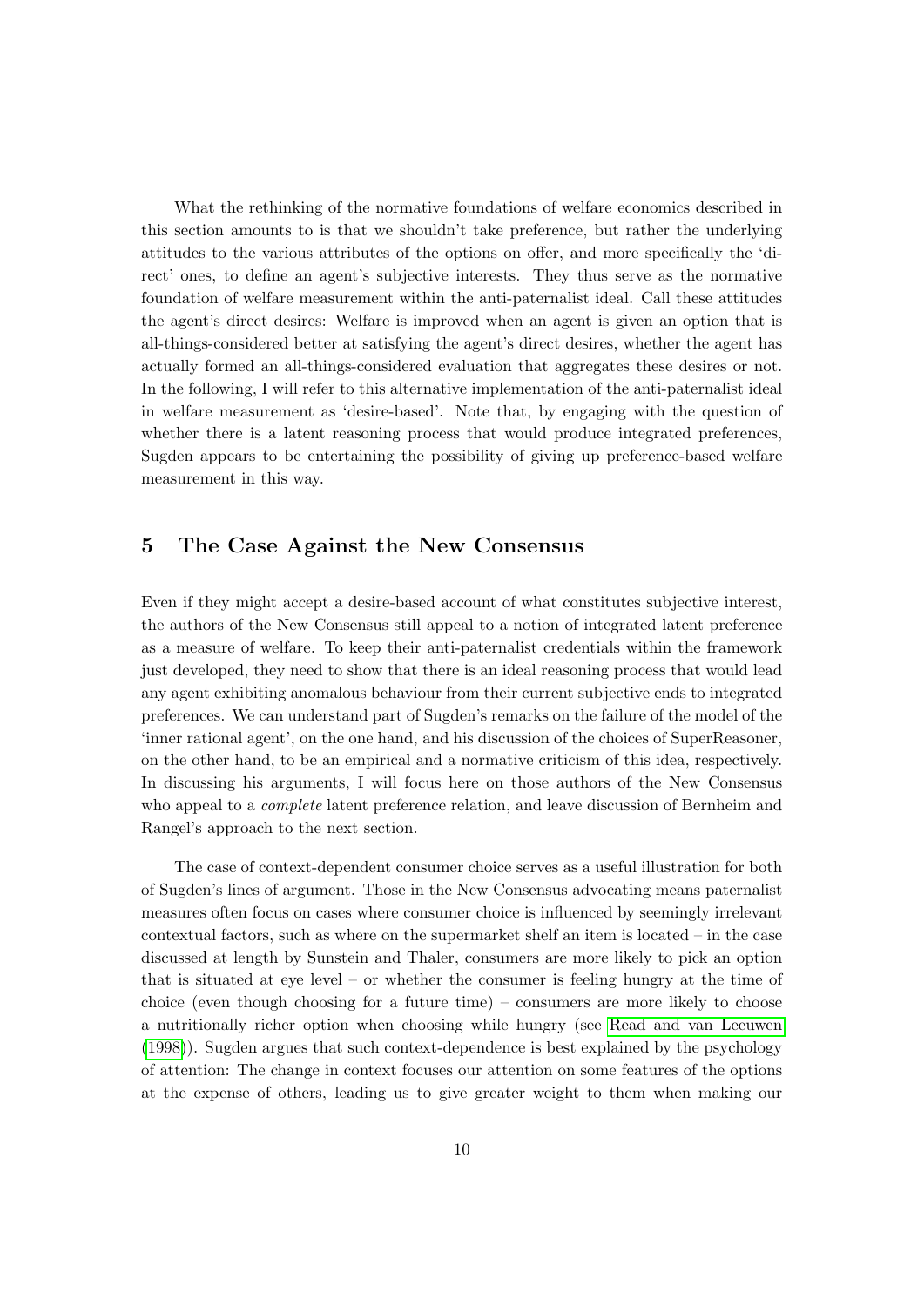What the rethinking of the normative foundations of welfare economics described in this section amounts to is that we shouldn't take preference, but rather the underlying attitudes to the various attributes of the options on offer, and more specifically the 'direct' ones, to define an agent's subjective interests. They thus serve as the normative foundation of welfare measurement within the anti-paternalist ideal. Call these attitudes the agent's direct desires: Welfare is improved when an agent is given an option that is all-things-considered better at satisfying the agent's direct desires, whether the agent has actually formed an all-things-considered evaluation that aggregates these desires or not. In the following, I will refer to this alternative implementation of the anti-paternalist ideal in welfare measurement as 'desire-based'. Note that, by engaging with the question of whether there is a latent reasoning process that would produce integrated preferences, Sugden appears to be entertaining the possibility of giving up preference-based welfare measurement in this way.

## 5 The Case Against the New Consensus

Even if they might accept a desire-based account of what constitutes subjective interest, the authors of the New Consensus still appeal to a notion of integrated latent preference as a measure of welfare. To keep their anti-paternalist credentials within the framework just developed, they need to show that there is an ideal reasoning process that would lead any agent exhibiting anomalous behaviour from their current subjective ends to integrated preferences. We can understand part of Sugden's remarks on the failure of the model of the 'inner rational agent', on the one hand, and his discussion of the choices of SuperReasoner, on the other hand, to be an empirical and a normative criticism of this idea, respectively. In discussing his arguments, I will focus here on those authors of the New Consensus who appeal to a *complete* latent preference relation, and leave discussion of Bernheim and Rangel's approach to the next section.

The case of context-dependent consumer choice serves as a useful illustration for both of Sugden's lines of argument. Those in the New Consensus advocating means paternalist measures often focus on cases where consumer choice is influenced by seemingly irrelevant contextual factors, such as where on the supermarket shelf an item is located – in the case discussed at length by Sunstein and Thaler, consumers are more likely to pick an option that is situated at eye level – or whether the consumer is feeling hungry at the time of choice (even though choosing for a future time) – consumers are more likely to choose a nutritionally richer option when choosing while hungry (see Read and van Leeuwen (1998)). Sugden argues that such context-dependence is best explained by the psychology of attention: The change in context focuses our attention on some features of the options at the expense of others, leading us to give greater weight to them when making our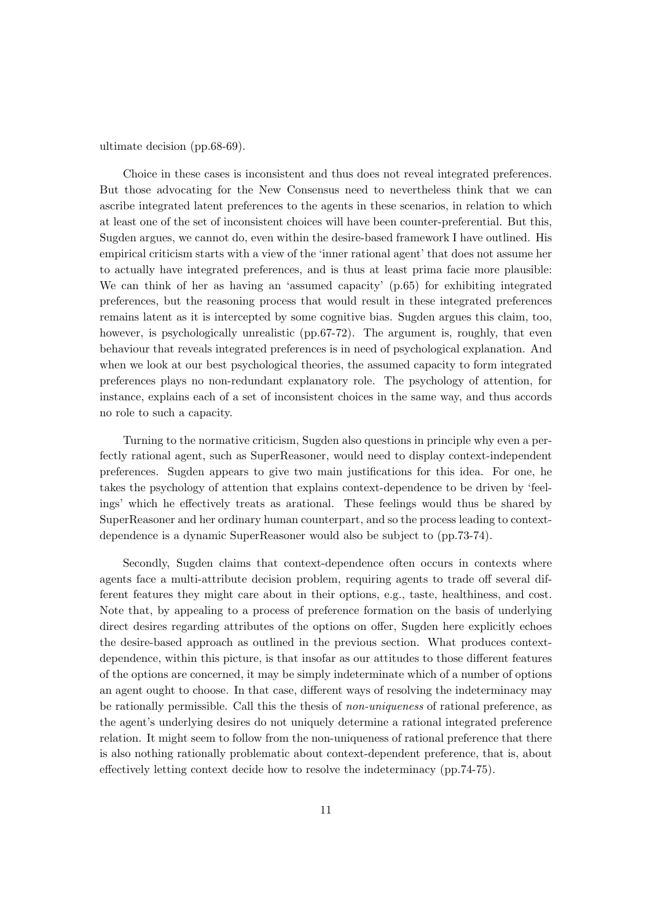ultimate decision (pp.68-69).

Choice in these cases is inconsistent and thus does not reveal integrated preferences. But those advocating for the New Consensus need to nevertheless think that we can ascribe integrated latent preferences to the agents in these scenarios, in relation to which at least one of the set of inconsistent choices will have been counter-preferential. But this, Sugden argues, we cannot do, even within the desire-based framework I have outlined. His empirical criticism starts with a view of the 'inner rational agent' that does not assume her to actually have integrated preferences, and is thus at least prima facie more plausible: We can think of her as having an 'assumed capacity' (p.65) for exhibiting integrated preferences, but the reasoning process that would result in these integrated preferences remains latent as it is intercepted by some cognitive bias. Sugden argues this claim, too, however, is psychologically unrealistic (pp.67-72). The argument is, roughly, that even behaviour that reveals integrated preferences is in need of psychological explanation. And when we look at our best psychological theories, the assumed capacity to form integrated preferences plays no non-redundant explanatory role. The psychology of attention, for instance, explains each of a set of inconsistent choices in the same way, and thus accords no role to such a capacity.

Turning to the normative criticism, Sugden also questions in principle why even a perfectly rational agent, such as SuperReasoner, would need to display context-independent preferences. Sugden appears to give two main justifications for this idea. For one, he takes the psychology of attention that explains context-dependence to be driven by 'feelings' which he effectively treats as arational. These feelings would thus be shared by SuperReasoner and her ordinary human counterpart, and so the process leading to context-dependence is a dynamic SuperReasoner would also be subject to (pp.73-74).

Secondly, Sugden claims that context-dependence often occurs in contexts where agents face a multi-attribute decision problem, requiring agents to trade off several different features they might care about in their options, e.g., taste, healthiness, and cost. Note that, by appealing to a process of preference formation on the basis of underlying direct desires regarding attributes of the options on offer, Sugden here explicitly echoes the desire-based approach as outlined in the previous section. What produces context-dependence, within this picture, is that insofar as our attitudes to those different features of the options are concerned, it may be simply indeterminate which of a number of options an agent ought to choose. In that case, different ways of resolving the indeterminacy may be rationally permissible. Call this the thesis of *non-uniqueness* of rational preference, as the agent's underlying desires do not uniquely determine a rational integrated preference relation. It might seem to follow from the non-uniqueness of rational preference that there is also nothing rationally problematic about context-dependent preference, that is, about effectively letting context decide how to resolve the indeterminacy (pp.74-75).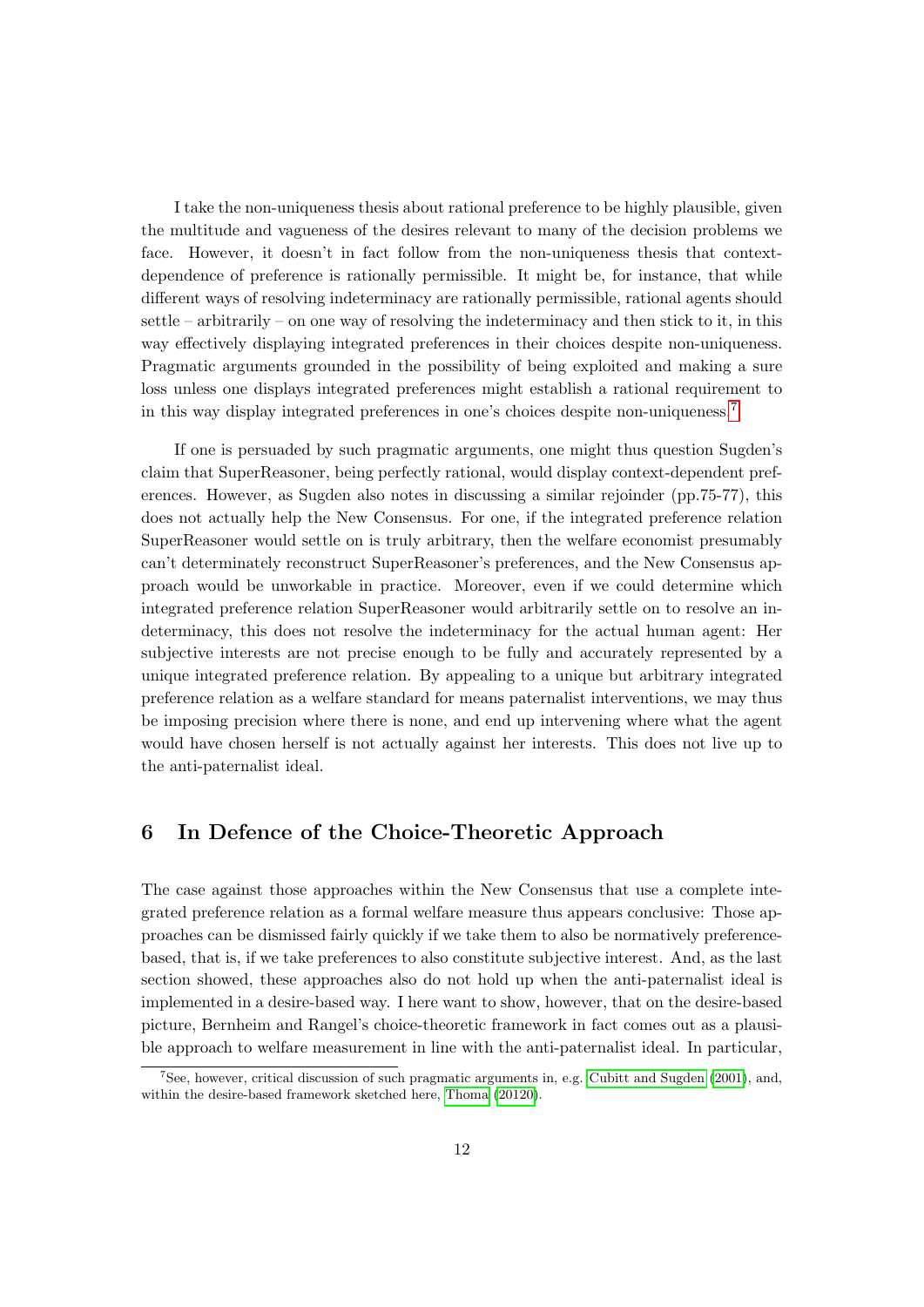I take the non-uniqueness thesis about rational preference to be highly plausible, given the multitude and vagueness of the desires relevant to many of the decision problems we face. However, it doesn't in fact follow from the non-uniqueness thesis that context-dependence of preference is rationally permissible. It might be, for instance, that while different ways of resolving indeterminacy are rationally permissible, rational agents should settle – arbitrarily – on one way of resolving the indeterminacy and then stick to it, in this way effectively displaying integrated preferences in their choices despite non-uniqueness. Pragmatic arguments grounded in the possibility of being exploited and making a sure loss unless one displays integrated preferences might establish a rational requirement to in this way display integrated preferences in one's choices despite non-uniqueness.[7]

If one is persuaded by such pragmatic arguments, one might thus question Sugden's claim that SuperReasoner, being perfectly rational, would display context-dependent preferences. However, as Sugden also notes in discussing a similar rejoinder (pp.75-77), this does not actually help the New Consensus. For one, if the integrated preference relation SuperReasoner would settle on is truly arbitrary, then the welfare economist presumably can't determinately reconstruct SuperReasoner's preferences, and the New Consensus approach would be unworkable in practice. Moreover, even if we could determine which integrated preference relation SuperReasoner would arbitrarily settle on to resolve an indeterminacy, this does not resolve the indeterminacy for the actual human agent: Her subjective interests are not precise enough to be fully and accurately represented by a unique integrated preference relation. By appealing to a unique but arbitrary integrated preference relation as a welfare standard for means paternalist interventions, we may thus be imposing precision where there is none, and end up intervening where what the agent would have chosen herself is not actually against her interests. This does not live up to the anti-paternalist ideal.

## 6 In Defence of the Choice-Theoretic Approach

The case against those approaches within the New Consensus that use a complete integrated preference relation as a formal welfare measure thus appears conclusive: Those approaches can be dismissed fairly quickly if we take them to also be normatively preference-based, that is, if we take preferences to also constitute subjective interest. And, as the last section showed, these approaches also do not hold up when the anti-paternalist ideal is implemented in a desire-based way. I here want to show, however, that on the desire-based picture, Bernheim and Rangel's choice-theoretic framework in fact comes out as a plausible approach to welfare measurement in line with the anti-paternalist ideal. In particular,

[7]See, however, critical discussion of such pragmatic arguments in, e.g. Cubitt and Sugden (2001), and, within the desire-based framework sketched here, Thoma (20120).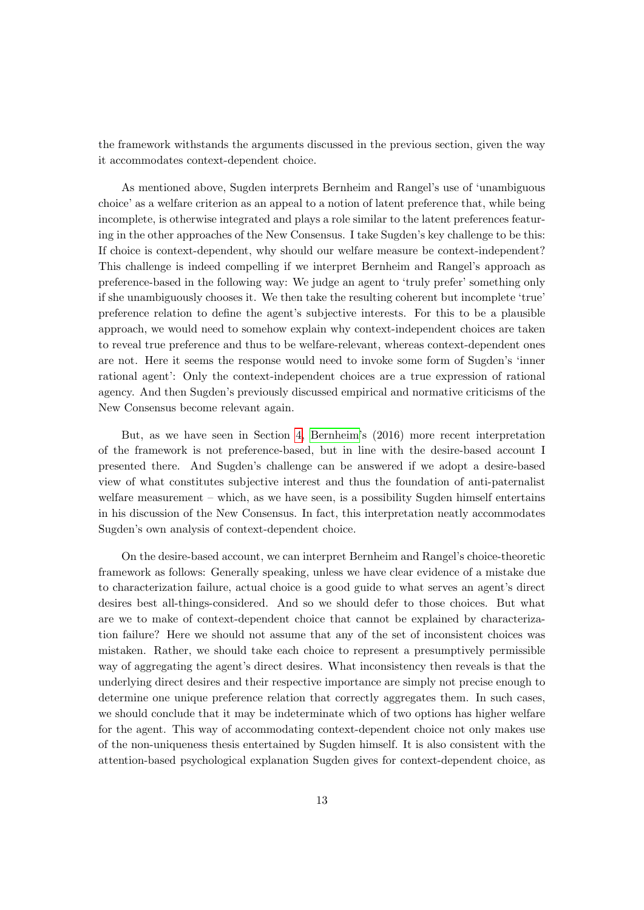the framework withstands the arguments discussed in the previous section, given the way it accommodates context-dependent choice.

As mentioned above, Sugden interprets Bernheim and Rangel's use of 'unambiguous choice' as a welfare criterion as an appeal to a notion of latent preference that, while being incomplete, is otherwise integrated and plays a role similar to the latent preferences featuring in the other approaches of the New Consensus. I take Sugden's key challenge to be this: If choice is context-dependent, why should our welfare measure be context-independent? This challenge is indeed compelling if we interpret Bernheim and Rangel's approach as preference-based in the following way: We judge an agent to 'truly prefer' something only if she unambiguously chooses it. We then take the resulting coherent but incomplete 'true' preference relation to define the agent's subjective interests. For this to be a plausible approach, we would need to somehow explain why context-independent choices are taken to reveal true preference and thus to be welfare-relevant, whereas context-dependent ones are not. Here it seems the response would need to invoke some form of Sugden's 'inner rational agent': Only the context-independent choices are a true expression of rational agency. And then Sugden's previously discussed empirical and normative criticisms of the New Consensus become relevant again.

But, as we have seen in Section 4, Bernheim's (2016) more recent interpretation of the framework is not preference-based, but in line with the desire-based account I presented there. And Sugden's challenge can be answered if we adopt a desire-based view of what constitutes subjective interest and thus the foundation of anti-paternalist welfare measurement – which, as we have seen, is a possibility Sugden himself entertains in his discussion of the New Consensus. In fact, this interpretation neatly accommodates Sugden's own analysis of context-dependent choice.

On the desire-based account, we can interpret Bernheim and Rangel's choice-theoretic framework as follows: Generally speaking, unless we have clear evidence of a mistake due to characterization failure, actual choice is a good guide to what serves an agent's direct desires best all-things-considered. And so we should defer to those choices. But what are we to make of context-dependent choice that cannot be explained by characterization failure? Here we should not assume that any of the set of inconsistent choices was mistaken. Rather, we should take each choice to represent a presumptively permissible way of aggregating the agent's direct desires. What inconsistency then reveals is that the underlying direct desires and their respective importance are simply not precise enough to determine one unique preference relation that correctly aggregates them. In such cases, we should conclude that it may be indeterminate which of two options has higher welfare for the agent. This way of accommodating context-dependent choice not only makes use of the non-uniqueness thesis entertained by Sugden himself. It is also consistent with the attention-based psychological explanation Sugden gives for context-dependent choice, as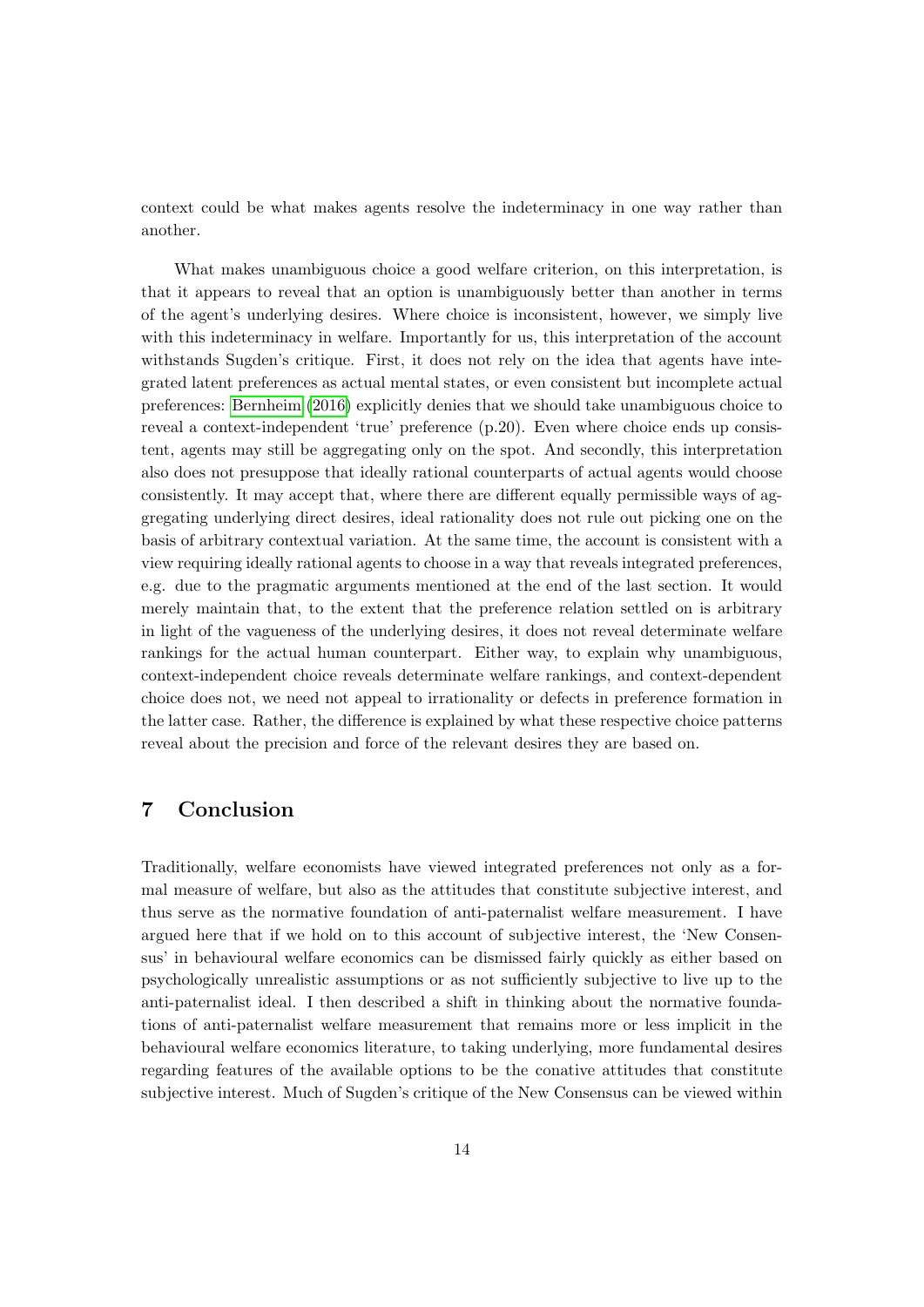context could be what makes agents resolve the indeterminacy in one way rather than another.

What makes unambiguous choice a good welfare criterion, on this interpretation, is that it appears to reveal that an option is unambiguously better than another in terms of the agent's underlying desires. Where choice is inconsistent, however, we simply live with this indeterminacy in welfare. Importantly for us, this interpretation of the account withstands Sugden's critique. First, it does not rely on the idea that agents have integrated latent preferences as actual mental states, or even consistent but incomplete actual preferences: Bernheim (2016) explicitly denies that we should take unambiguous choice to reveal a context-independent 'true' preference (p.20). Even where choice ends up consistent, agents may still be aggregating only on the spot. And secondly, this interpretation also does not presuppose that ideally rational counterparts of actual agents would choose consistently. It may accept that, where there are different equally permissible ways of aggregating underlying direct desires, ideal rationality does not rule out picking one on the basis of arbitrary contextual variation. At the same time, the account is consistent with a view requiring ideally rational agents to choose in a way that reveals integrated preferences, e.g. due to the pragmatic arguments mentioned at the end of the last section. It would merely maintain that, to the extent that the preference relation settled on is arbitrary in light of the vagueness of the underlying desires, it does not reveal determinate welfare rankings for the actual human counterpart. Either way, to explain why unambiguous, context-independent choice reveals determinate welfare rankings, and context-dependent choice does not, we need not appeal to irrationality or defects in preference formation in the latter case. Rather, the difference is explained by what these respective choice patterns reveal about the precision and force of the relevant desires they are based on.

## 7 Conclusion

Traditionally, welfare economists have viewed integrated preferences not only as a formal measure of welfare, but also as the attitudes that constitute subjective interest, and thus serve as the normative foundation of anti-paternalist welfare measurement. I have argued here that if we hold on to this account of subjective interest, the 'New Consensus' in behavioural welfare economics can be dismissed fairly quickly as either based on psychologically unrealistic assumptions or as not sufficiently subjective to live up to the anti-paternalist ideal. I then described a shift in thinking about the normative foundations of anti-paternalist welfare measurement that remains more or less implicit in the behavioural welfare economics literature, to taking underlying, more fundamental desires regarding features of the available options to be the conative attitudes that constitute subjective interest. Much of Sugden's critique of the New Consensus can be viewed within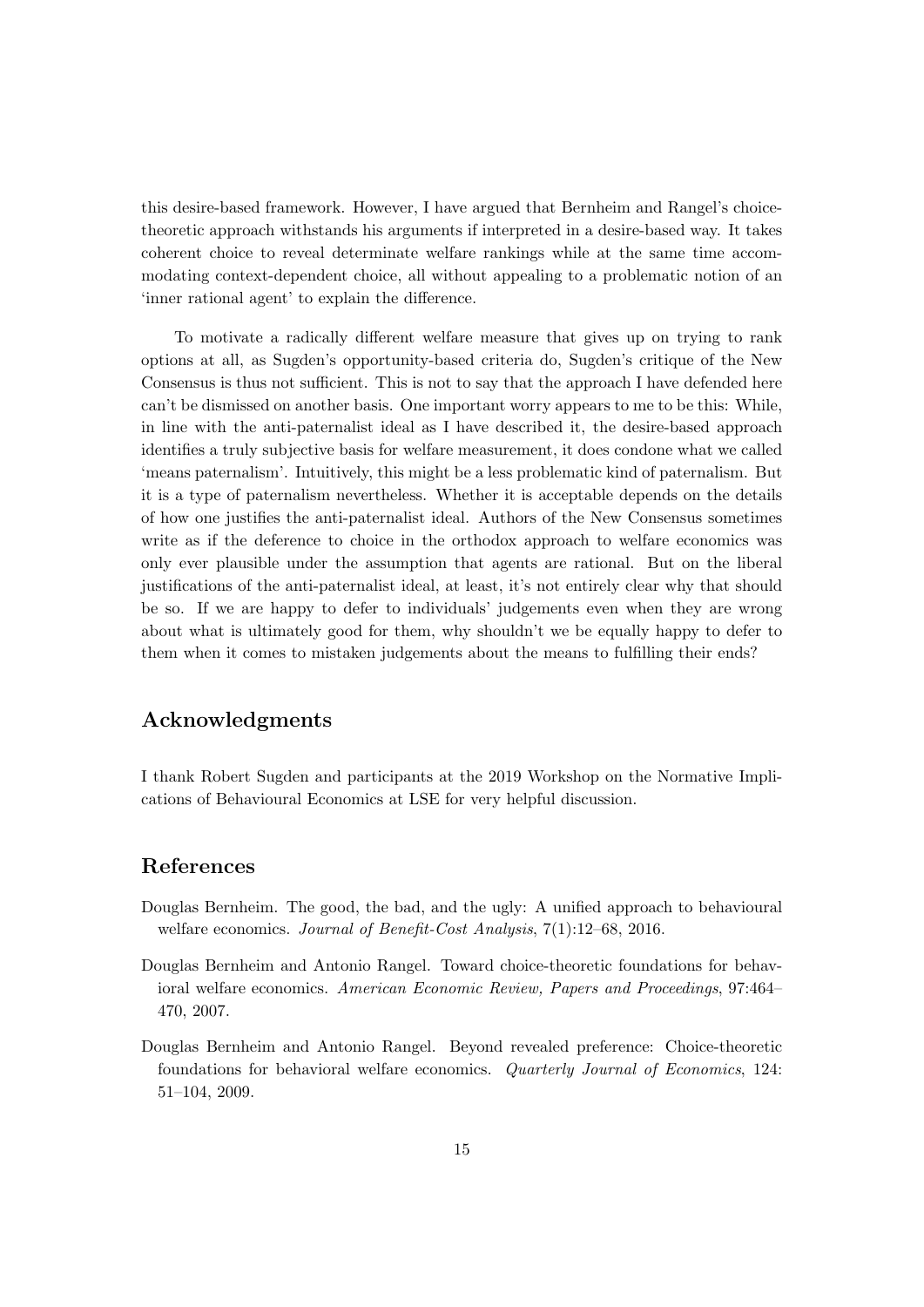this desire-based framework. However, I have argued that Bernheim and Rangel's choice-theoretic approach withstands his arguments if interpreted in a desire-based way. It takes coherent choice to reveal determinate welfare rankings while at the same time accommodating context-dependent choice, all without appealing to a problematic notion of an 'inner rational agent' to explain the difference.

To motivate a radically different welfare measure that gives up on trying to rank options at all, as Sugden's opportunity-based criteria do, Sugden's critique of the New Consensus is thus not sufficient. This is not to say that the approach I have defended here can't be dismissed on another basis. One important worry appears to me to be this: While, in line with the anti-paternalist ideal as I have described it, the desire-based approach identifies a truly subjective basis for welfare measurement, it does condone what we called 'means paternalism'. Intuitively, this might be a less problematic kind of paternalism. But it is a type of paternalism nevertheless. Whether it is acceptable depends on the details of how one justifies the anti-paternalist ideal. Authors of the New Consensus sometimes write as if the deference to choice in the orthodox approach to welfare economics was only ever plausible under the assumption that agents are rational. But on the liberal justifications of the anti-paternalist ideal, at least, it's not entirely clear why that should be so. If we are happy to defer to individuals' judgements even when they are wrong about what is ultimately good for them, why shouldn't we be equally happy to defer to them when it comes to mistaken judgements about the means to fulfilling their ends?

## Acknowledgments

I thank Robert Sugden and participants at the 2019 Workshop on the Normative Implications of Behavioural Economics at LSE for very helpful discussion.

## References

Douglas Bernheim. The good, the bad, and the ugly: A unified approach to behavioural welfare economics. *Journal of Benefit-Cost Analysis*, 7(1):12–68, 2016.

Douglas Bernheim and Antonio Rangel. Toward choice-theoretic foundations for behavioral welfare economics. *American Economic Review, Papers and Proceedings*, 97:464–470, 2007.

Douglas Bernheim and Antonio Rangel. Beyond revealed preference: Choice-theoretic foundations for behavioral welfare economics. *Quarterly Journal of Economics*, 124: 51–104, 2009.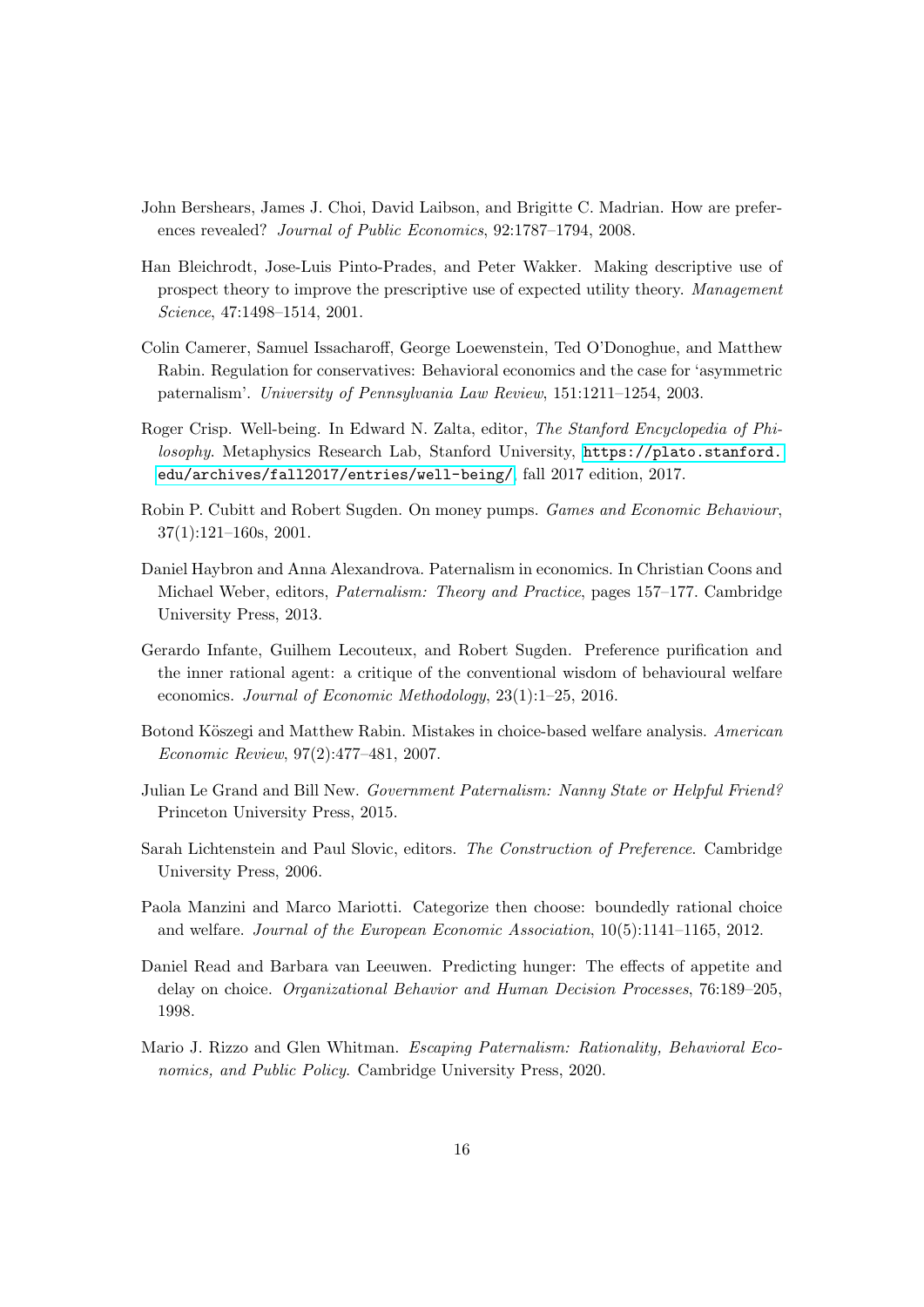John Bershears, James J. Choi, David Laibson, and Brigitte C. Madrian. How are preferences revealed? *Journal of Public Economics*, 92:1787–1794, 2008.

Han Bleichrodt, Jose-Luis Pinto-Prades, and Peter Wakker. Making descriptive use of prospect theory to improve the prescriptive use of expected utility theory. *Management Science*, 47:1498–1514, 2001.

Colin Camerer, Samuel Issacharoff, George Loewenstein, Ted O'Donoghue, and Matthew Rabin. Regulation for conservatives: Behavioral economics and the case for 'asymmetric paternalism'. *University of Pennsylvania Law Review*, 151:1211–1254, 2003.

Roger Crisp. Well-being. In Edward N. Zalta, editor, *The Stanford Encyclopedia of Philosophy*. Metaphysics Research Lab, Stanford University, https://plato.stanford.edu/archives/fall2017/entries/well-being/, fall 2017 edition, 2017.

Robin P. Cubitt and Robert Sugden. On money pumps. *Games and Economic Behaviour*, 37(1):121–160s, 2001.

Daniel Haybron and Anna Alexandrova. Paternalism in economics. In Christian Coons and Michael Weber, editors, *Paternalism: Theory and Practice*, pages 157–177. Cambridge University Press, 2013.

Gerardo Infante, Guilhem Lecouteux, and Robert Sugden. Preference purification and the inner rational agent: a critique of the conventional wisdom of behavioural welfare economics. *Journal of Economic Methodology*, 23(1):1–25, 2016.

Botond Köszegi and Matthew Rabin. Mistakes in choice-based welfare analysis. *American Economic Review*, 97(2):477–481, 2007.

Julian Le Grand and Bill New. *Government Paternalism: Nanny State or Helpful Friend?* Princeton University Press, 2015.

Sarah Lichtenstein and Paul Slovic, editors. *The Construction of Preference*. Cambridge University Press, 2006.

Paola Manzini and Marco Mariotti. Categorize then choose: boundedly rational choice and welfare. *Journal of the European Economic Association*, 10(5):1141–1165, 2012.

Daniel Read and Barbara van Leeuwen. Predicting hunger: The effects of appetite and delay on choice. *Organizational Behavior and Human Decision Processes*, 76:189–205, 1998.

Mario J. Rizzo and Glen Whitman. *Escaping Paternalism: Rationality, Behavioral Economics, and Public Policy*. Cambridge University Press, 2020.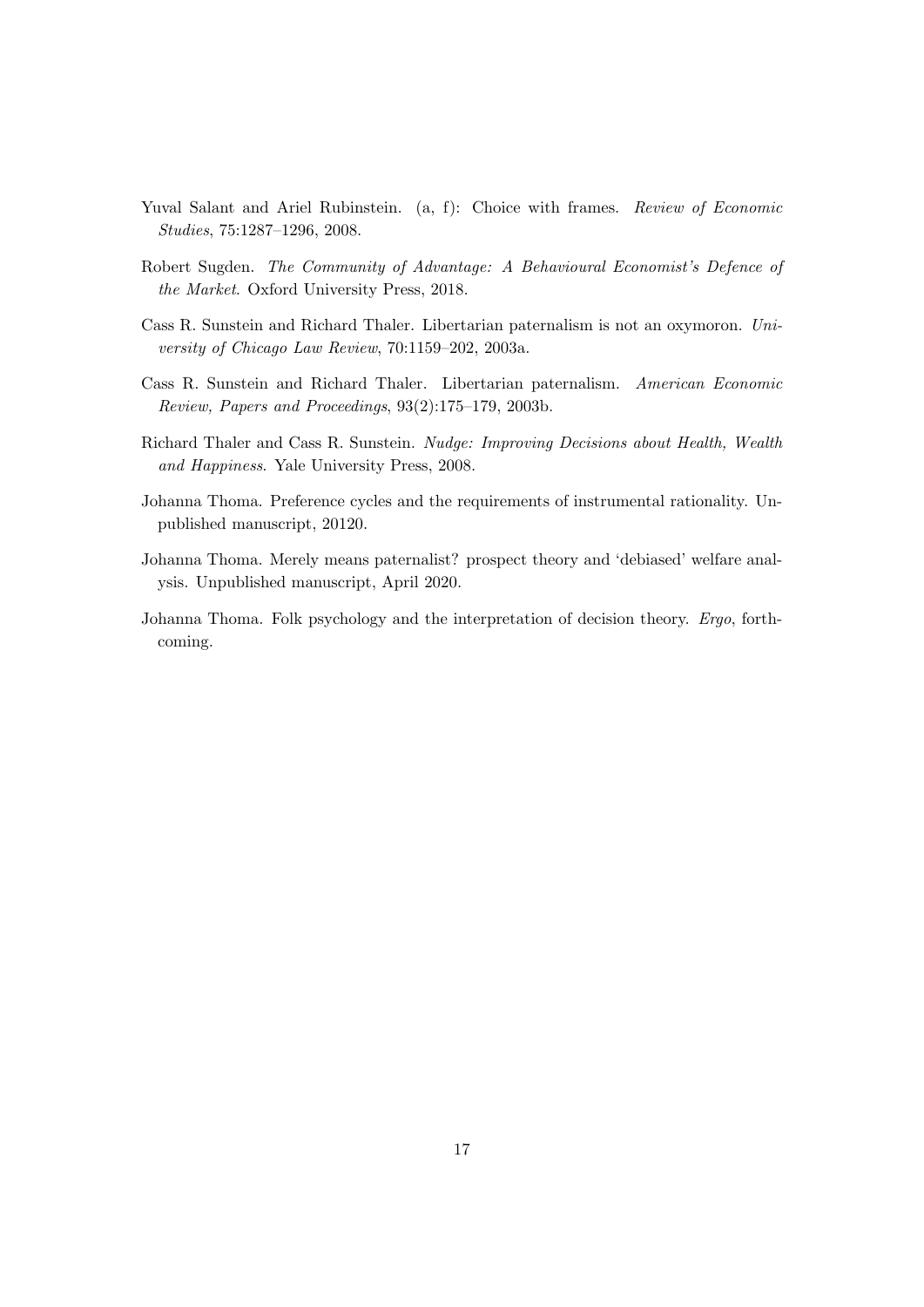Yuval Salant and Ariel Rubinstein. (a, f): Choice with frames. *Review of Economic Studies*, 75:1287–1296, 2008.

Robert Sugden. *The Community of Advantage: A Behavioural Economist's Defence of the Market*. Oxford University Press, 2018.

Cass R. Sunstein and Richard Thaler. Libertarian paternalism is not an oxymoron. *University of Chicago Law Review*, 70:1159–202, 2003a.

Cass R. Sunstein and Richard Thaler. Libertarian paternalism. *American Economic Review, Papers and Proceedings*, 93(2):175–179, 2003b.

Richard Thaler and Cass R. Sunstein. *Nudge: Improving Decisions about Health, Wealth and Happiness*. Yale University Press, 2008.

Johanna Thoma. Preference cycles and the requirements of instrumental rationality. Unpublished manuscript, 20120.

Johanna Thoma. Merely means paternalist? prospect theory and 'debiased' welfare analysis. Unpublished manuscript, April 2020.

Johanna Thoma. Folk psychology and the interpretation of decision theory. *Ergo*, forthcoming.